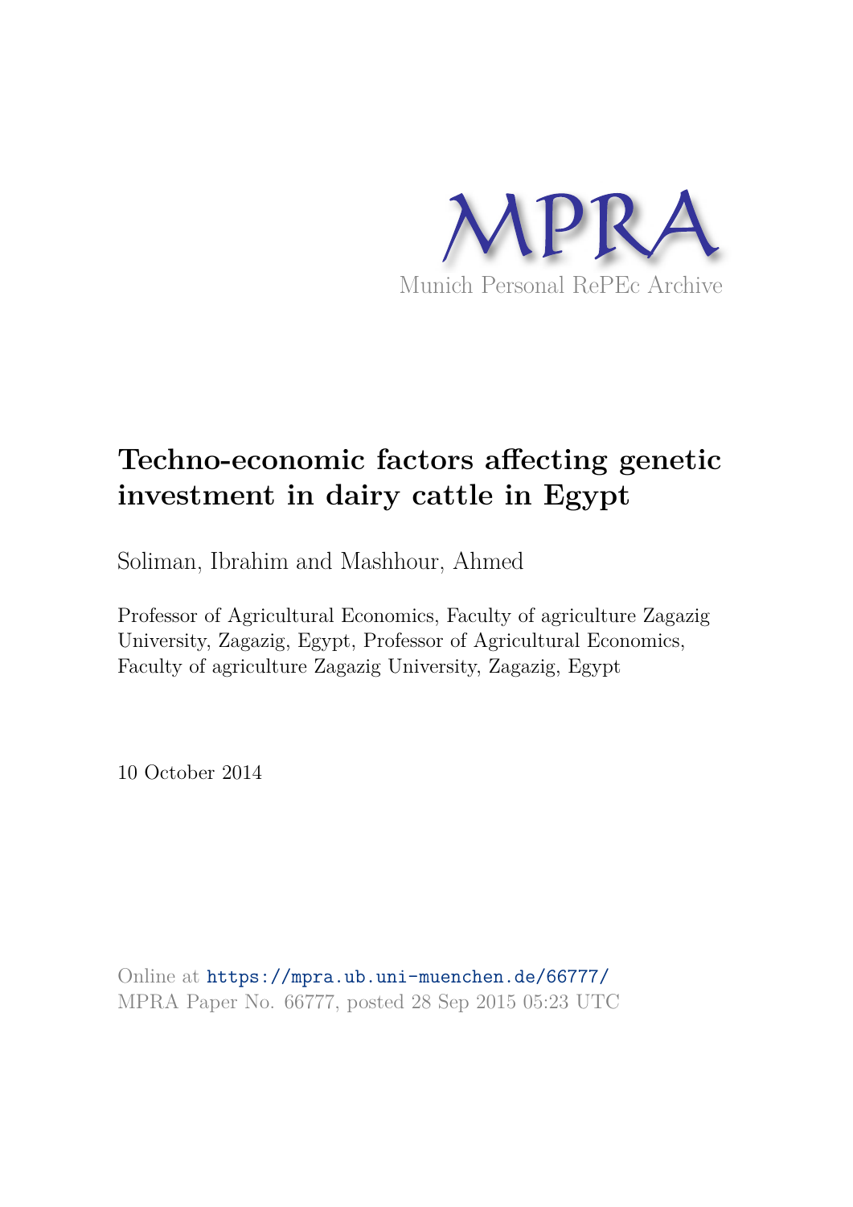MPRA

Munich Personal RePEc Archive

# Techno-economic factors affecting genetic investment in dairy cattle in Egypt

Soliman, Ibrahim and Mashhour, Ahmed

Professor of Agricultural Economics, Faculty of agriculture Zagazig University, Zagazig, Egypt, Professor of Agricultural Economics, Faculty of agriculture Zagazig University, Zagazig, Egypt

10 October 2014

Online at https://mpra.ub.uni-muenchen.de/66777/
MPRA Paper No. 66777, posted 28 Sep 2015 05:23 UTC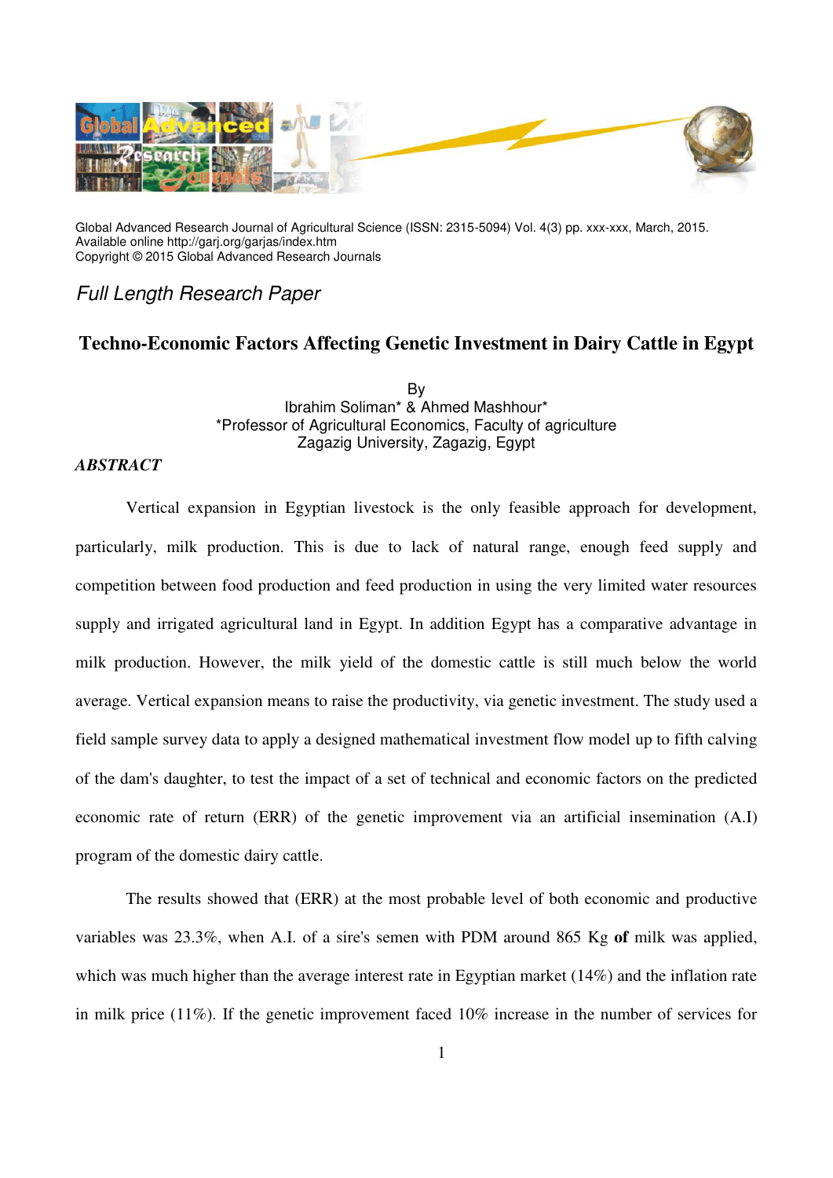Global Advanced Research Journal of Agricultural Science (ISSN: 2315-5094) Vol. 4(3) pp. xxx-xxx, March, 2015.
Available online http://garj.org/garjas/index.htm
Copyright © 2015 Global Advanced Research Journals

*Full Length Research Paper*

# Techno-Economic Factors Affecting Genetic Investment in Dairy Cattle in Egypt

By
Ibrahim Soliman* & Ahmed Mashhour*
*Professor of Agricultural Economics, Faculty of agriculture
Zagazig University, Zagazig, Egypt

***ABSTRACT***

Vertical expansion in Egyptian livestock is the only feasible approach for development, particularly, milk production. This is due to lack of natural range, enough feed supply and competition between food production and feed production in using the very limited water resources supply and irrigated agricultural land in Egypt. In addition Egypt has a comparative advantage in milk production. However, the milk yield of the domestic cattle is still much below the world average. Vertical expansion means to raise the productivity, via genetic investment. The study used a field sample survey data to apply a designed mathematical investment flow model up to fifth calving of the dam's daughter, to test the impact of a set of technical and economic factors on the predicted economic rate of return (ERR) of the genetic improvement via an artificial insemination (A.I) program of the domestic dairy cattle.

The results showed that (ERR) at the most probable level of both economic and productive variables was 23.3%, when A.I. of a sire's semen with PDM around 865 Kg **of** milk was applied, which was much higher than the average interest rate in Egyptian market (14%) and the inflation rate in milk price (11%). If the genetic improvement faced 10% increase in the number of services for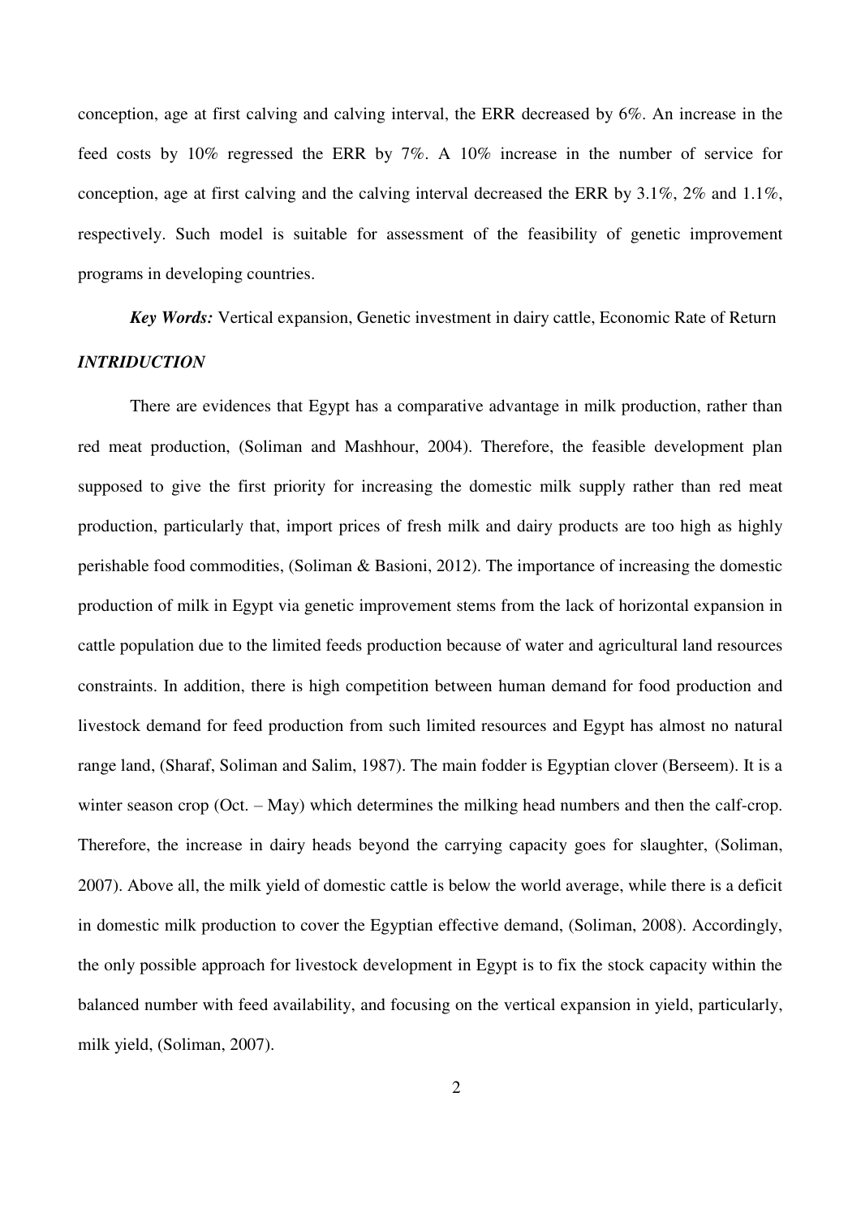conception, age at first calving and calving interval, the ERR decreased by 6%. An increase in the feed costs by 10% regressed the ERR by 7%. A 10% increase in the number of service for conception, age at first calving and the calving interval decreased the ERR by 3.1%, 2% and 1.1%, respectively. Such model is suitable for assessment of the feasibility of genetic improvement programs in developing countries.

***Key Words:*** Vertical expansion, Genetic investment in dairy cattle, Economic Rate of Return

### *INTRIDUCTION*

There are evidences that Egypt has a comparative advantage in milk production, rather than red meat production, (Soliman and Mashhour, 2004). Therefore, the feasible development plan supposed to give the first priority for increasing the domestic milk supply rather than red meat production, particularly that, import prices of fresh milk and dairy products are too high as highly perishable food commodities, (Soliman & Basioni, 2012). The importance of increasing the domestic production of milk in Egypt via genetic improvement stems from the lack of horizontal expansion in cattle population due to the limited feeds production because of water and agricultural land resources constraints. In addition, there is high competition between human demand for food production and livestock demand for feed production from such limited resources and Egypt has almost no natural range land, (Sharaf, Soliman and Salim, 1987). The main fodder is Egyptian clover (Berseem). It is a winter season crop (Oct. – May) which determines the milking head numbers and then the calf-crop. Therefore, the increase in dairy heads beyond the carrying capacity goes for slaughter, (Soliman, 2007). Above all, the milk yield of domestic cattle is below the world average, while there is a deficit in domestic milk production to cover the Egyptian effective demand, (Soliman, 2008). Accordingly, the only possible approach for livestock development in Egypt is to fix the stock capacity within the balanced number with feed availability, and focusing on the vertical expansion in yield, particularly, milk yield, (Soliman, 2007).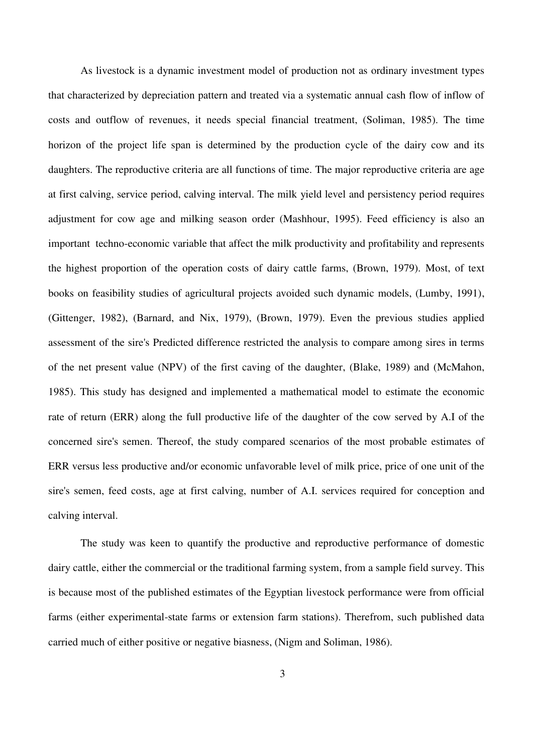As livestock is a dynamic investment model of production not as ordinary investment types that characterized by depreciation pattern and treated via a systematic annual cash flow of inflow of costs and outflow of revenues, it needs special financial treatment, (Soliman, 1985). The time horizon of the project life span is determined by the production cycle of the dairy cow and its daughters. The reproductive criteria are all functions of time. The major reproductive criteria are age at first calving, service period, calving interval. The milk yield level and persistency period requires adjustment for cow age and milking season order (Mashhour, 1995). Feed efficiency is also an important techno-economic variable that affect the milk productivity and profitability and represents the highest proportion of the operation costs of dairy cattle farms, (Brown, 1979). Most, of text books on feasibility studies of agricultural projects avoided such dynamic models, (Lumby, 1991), (Gittenger, 1982), (Barnard, and Nix, 1979), (Brown, 1979). Even the previous studies applied assessment of the sire's Predicted difference restricted the analysis to compare among sires in terms of the net present value (NPV) of the first caving of the daughter, (Blake, 1989) and (McMahon, 1985). This study has designed and implemented a mathematical model to estimate the economic rate of return (ERR) along the full productive life of the daughter of the cow served by A.I of the concerned sire's semen. Thereof, the study compared scenarios of the most probable estimates of ERR versus less productive and/or economic unfavorable level of milk price, price of one unit of the sire's semen, feed costs, age at first calving, number of A.I. services required for conception and calving interval.

The study was keen to quantify the productive and reproductive performance of domestic dairy cattle, either the commercial or the traditional farming system, from a sample field survey. This is because most of the published estimates of the Egyptian livestock performance were from official farms (either experimental-state farms or extension farm stations). Therefrom, such published data carried much of either positive or negative biasness, (Nigm and Soliman, 1986).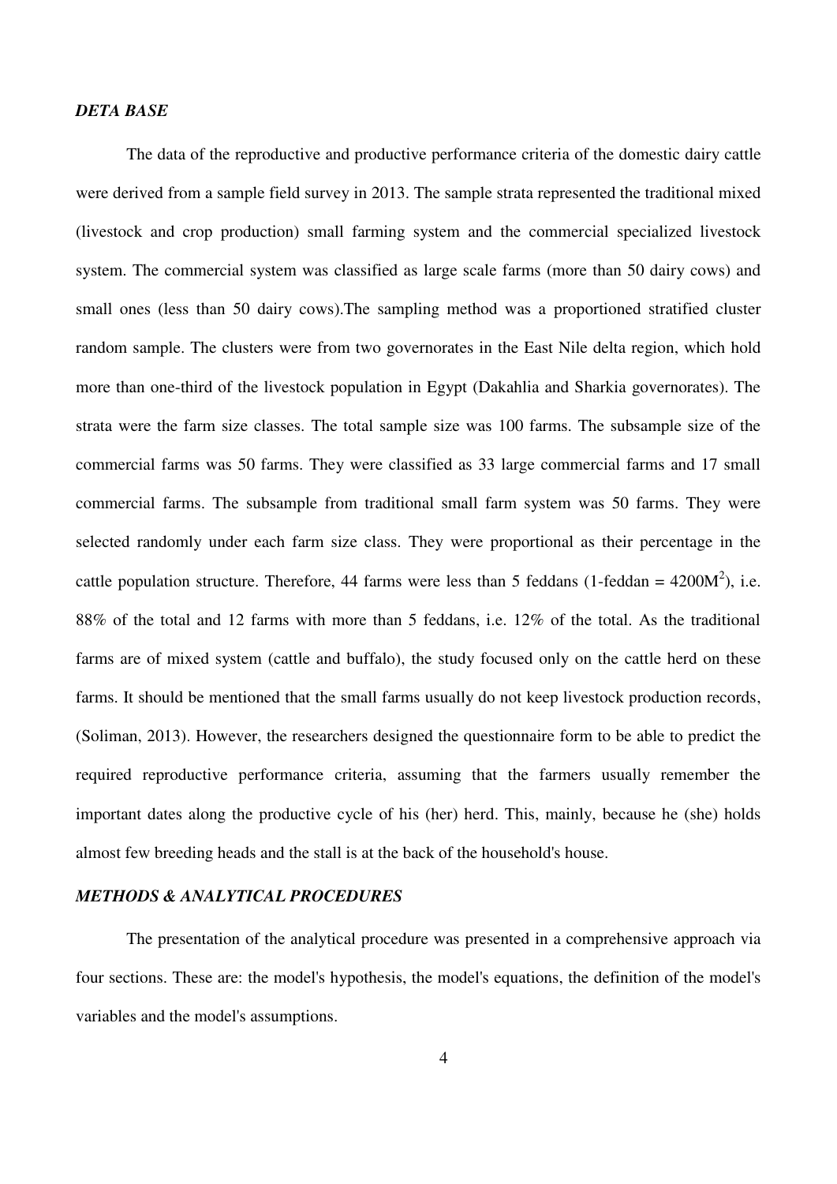### *DETA BASE*

The data of the reproductive and productive performance criteria of the domestic dairy cattle were derived from a sample field survey in 2013. The sample strata represented the traditional mixed (livestock and crop production) small farming system and the commercial specialized livestock system. The commercial system was classified as large scale farms (more than 50 dairy cows) and small ones (less than 50 dairy cows).The sampling method was a proportioned stratified cluster random sample. The clusters were from two governorates in the East Nile delta region, which hold more than one-third of the livestock population in Egypt (Dakahlia and Sharkia governorates). The strata were the farm size classes. The total sample size was 100 farms. The subsample size of the commercial farms was 50 farms. They were classified as 33 large commercial farms and 17 small commercial farms. The subsample from traditional small farm system was 50 farms. They were selected randomly under each farm size class. They were proportional as their percentage in the cattle population structure. Therefore, 44 farms were less than 5 feddans (1-feddan = $4200M^2$), i.e. 88% of the total and 12 farms with more than 5 feddans, i.e. 12% of the total. As the traditional farms are of mixed system (cattle and buffalo), the study focused only on the cattle herd on these farms. It should be mentioned that the small farms usually do not keep livestock production records, (Soliman, 2013). However, the researchers designed the questionnaire form to be able to predict the required reproductive performance criteria, assuming that the farmers usually remember the important dates along the productive cycle of his (her) herd. This, mainly, because he (she) holds almost few breeding heads and the stall is at the back of the household's house.

### *METHODS & ANALYTICAL PROCEDURES*

The presentation of the analytical procedure was presented in a comprehensive approach via four sections. These are: the model's hypothesis, the model's equations, the definition of the model's variables and the model's assumptions.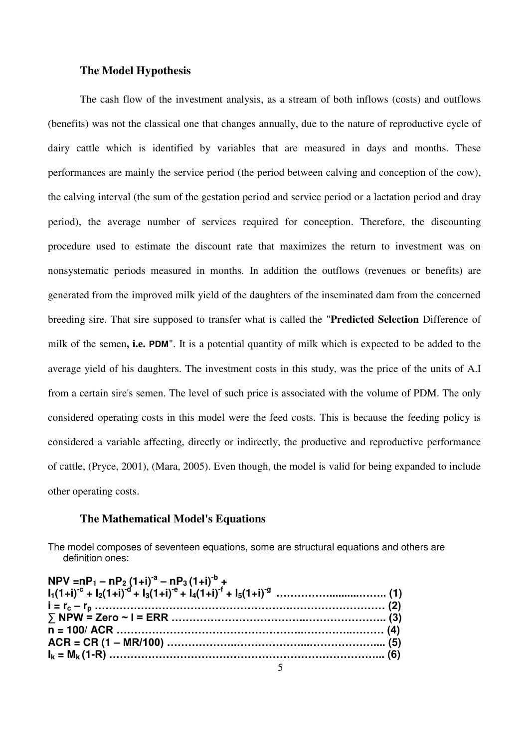### The Model Hypothesis

The cash flow of the investment analysis, as a stream of both inflows (costs) and outflows (benefits) was not the classical one that changes annually, due to the nature of reproductive cycle of dairy cattle which is identified by variables that are measured in days and months. These performances are mainly the service period (the period between calving and conception of the cow), the calving interval (the sum of the gestation period and service period or a lactation period and dray period), the average number of services required for conception. Therefore, the discounting procedure used to estimate the discount rate that maximizes the return to investment was on nonsystematic periods measured in months. In addition the outflows (revenues or benefits) are generated from the improved milk yield of the daughters of the inseminated dam from the concerned breeding sire. That sire supposed to transfer what is called the "**Predicted Selection** Difference of milk of the semen**, i.e. PDM**". It is a potential quantity of milk which is expected to be added to the average yield of his daughters. The investment costs in this study, was the price of the units of A.I from a certain sire's semen. The level of such price is associated with the volume of PDM. The only considered operating costs in this model were the feed costs. This is because the feeding policy is considered a variable affecting, directly or indirectly, the productive and reproductive performance of cattle, (Pryce, 2001), (Mara, 2005). Even though, the model is valid for being expanded to include other operating costs.

### The Mathematical Model's Equations

The model composes of seventeen equations, some are structural equations and others are definition ones:

$$\mathbf{NPV = nP_1 - nP_2\,(1+i)^{-a} - nP_3\,(1+i)^{-b} + I_1(1+i)^{-c} + I_2(1+i)^{-d} + I_3(1+i)^{-e} + I_4(1+i)^{-f} + I_5(1+i)^{-g}} \quad \text{(1)}$$

$$\mathbf{i = r_c - r_p} \quad \text{(2)}$$

$$\mathbf{\sum NPW = Zero \sim I = ERR} \quad \text{(3)}$$

$$\mathbf{n = 100/\,ACR} \quad \text{(4)}$$

$$\mathbf{ACR = CR\,(1 - MR/100)} \quad \text{(5)}$$

$$\mathbf{I_k = M_k\,(1\text{-}R)} \quad \text{(6)}$$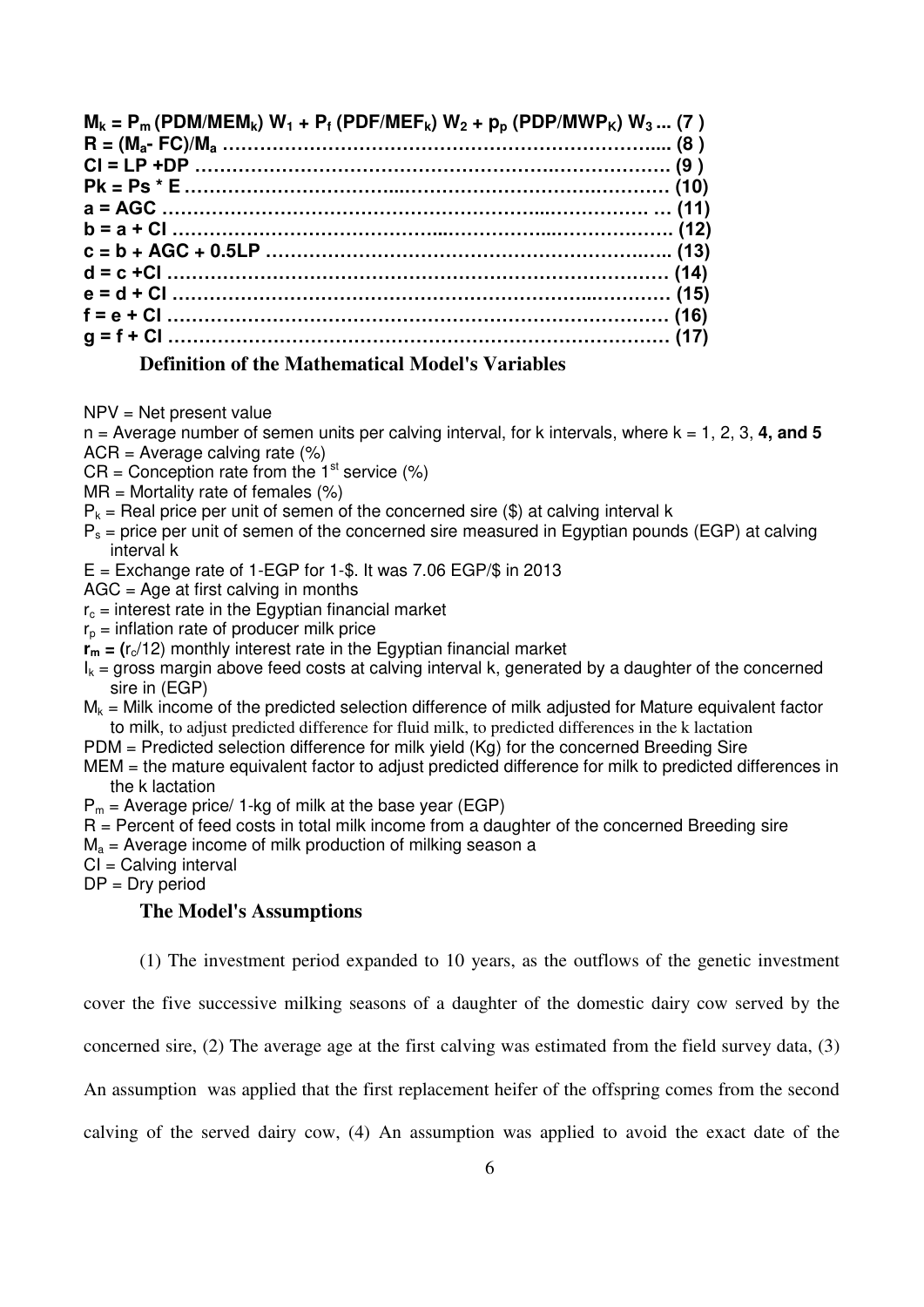$$M_k = P_m\,(PDM/MEM_k)\,W_1 + P_f\,(PDF/MEF_k)\,W_2 + p_p\,(PDP/MWP_K)\,W_3 \quad \text{... (7)}$$

$$R = (M_a - FC)/M_a \quad \text{... (8)}$$

$$CI = LP + DP \quad \text{... (9)}$$

$$Pk = Ps * E \quad \text{... (10)}$$

$$a = AGC \quad \text{... (11)}$$

$$b = a + CI \quad \text{... (12)}$$

$$c = b + AGC + 0.5LP \quad \text{... (13)}$$

$$d = c + CI \quad \text{... (14)}$$

$$e = d + CI \quad \text{... (15)}$$

$$f = e + CI \quad \text{... (16)}$$

$$g = f + CI \quad \text{... (17)}$$

### Definition of the Mathematical Model's Variables

NPV = Net present value

n = Average number of semen units per calving interval, for k intervals, where k = 1, 2, 3, **4, and 5**

ACR = Average calving rate (%)

CR = Conception rate from the 1st service (%)

MR = Mortality rate of females (%)

$P_k$ = Real price per unit of semen of the concerned sire ($) at calving interval k

$P_s$ = price per unit of semen of the concerned sire measured in Egyptian pounds (EGP) at calving interval k

E = Exchange rate of 1-EGP for 1-$. It was 7.06 EGP/$ in 2013

AGC = Age at first calving in months

$r_c$ = interest rate in the Egyptian financial market

$r_p$ = inflation rate of producer milk price

$r_m = (r_c/12)$ monthly interest rate in the Egyptian financial market

$I_k$ = gross margin above feed costs at calving interval k, generated by a daughter of the concerned sire in (EGP)

$M_k$ = Milk income of the predicted selection difference of milk adjusted for Mature equivalent factor to milk, to adjust predicted difference for fluid milk, to predicted differences in the k lactation

PDM = Predicted selection difference for milk yield (Kg) for the concerned Breeding Sire

MEM = the mature equivalent factor to adjust predicted difference for milk to predicted differences in the k lactation

$P_m$ = Average price/ 1-kg of milk at the base year (EGP)

R = Percent of feed costs in total milk income from a daughter of the concerned Breeding sire

$M_a$ = Average income of milk production of milking season a

CI = Calving interval

DP = Dry period

### The Model's Assumptions

(1) The investment period expanded to 10 years, as the outflows of the genetic investment cover the five successive milking seasons of a daughter of the domestic dairy cow served by the concerned sire, (2) The average age at the first calving was estimated from the field survey data, (3) An assumption was applied that the first replacement heifer of the offspring comes from the second calving of the served dairy cow, (4) An assumption was applied to avoid the exact date of the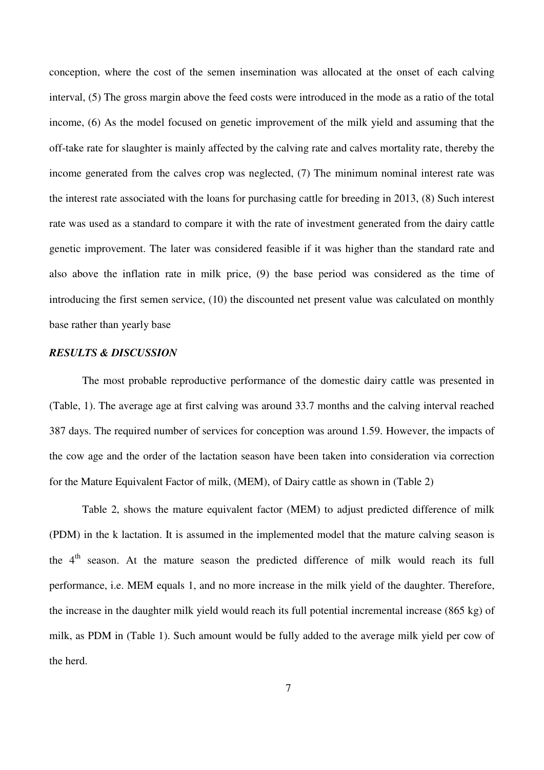conception, where the cost of the semen insemination was allocated at the onset of each calving interval, (5) The gross margin above the feed costs were introduced in the mode as a ratio of the total income, (6) As the model focused on genetic improvement of the milk yield and assuming that the off-take rate for slaughter is mainly affected by the calving rate and calves mortality rate, thereby the income generated from the calves crop was neglected, (7) The minimum nominal interest rate was the interest rate associated with the loans for purchasing cattle for breeding in 2013, (8) Such interest rate was used as a standard to compare it with the rate of investment generated from the dairy cattle genetic improvement. The later was considered feasible if it was higher than the standard rate and also above the inflation rate in milk price, (9) the base period was considered as the time of introducing the first semen service, (10) the discounted net present value was calculated on monthly base rather than yearly base

***RESULTS & DISCUSSION***

The most probable reproductive performance of the domestic dairy cattle was presented in (Table, 1). The average age at first calving was around 33.7 months and the calving interval reached 387 days. The required number of services for conception was around 1.59. However, the impacts of the cow age and the order of the lactation season have been taken into consideration via correction for the Mature Equivalent Factor of milk, (MEM), of Dairy cattle as shown in (Table 2)

Table 2, shows the mature equivalent factor (MEM) to adjust predicted difference of milk (PDM) in the k lactation. It is assumed in the implemented model that the mature calving season is the $4^{th}$ season. At the mature season the predicted difference of milk would reach its full performance, i.e. MEM equals 1, and no more increase in the milk yield of the daughter. Therefore, the increase in the daughter milk yield would reach its full potential incremental increase (865 kg) of milk, as PDM in (Table 1). Such amount would be fully added to the average milk yield per cow of the herd.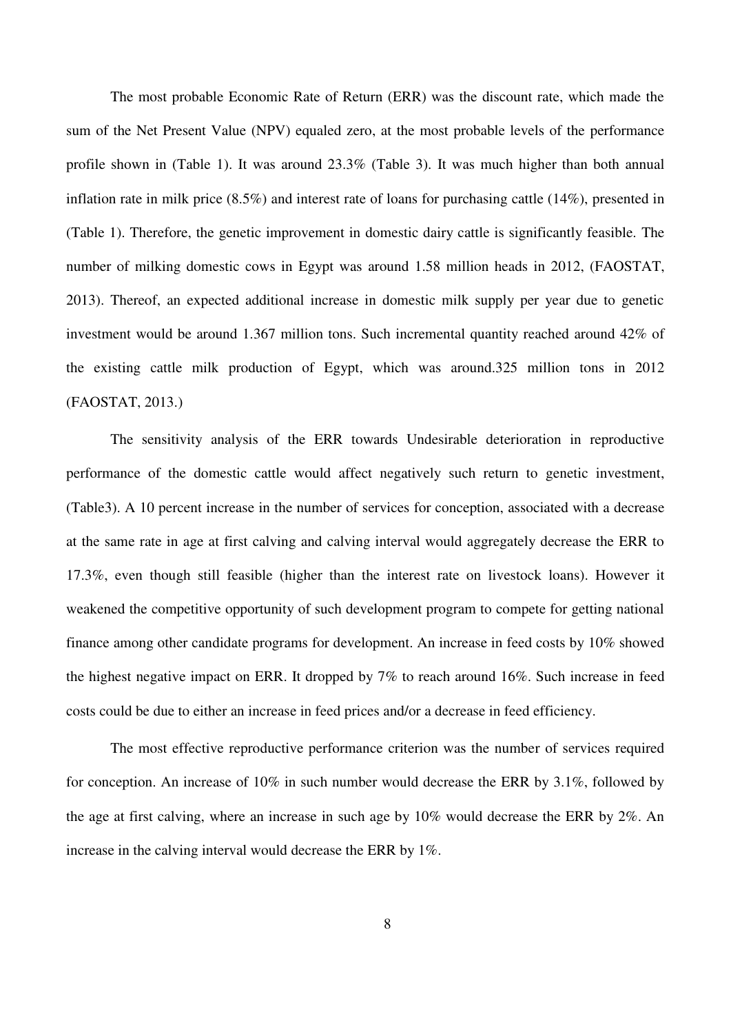The most probable Economic Rate of Return (ERR) was the discount rate, which made the sum of the Net Present Value (NPV) equaled zero, at the most probable levels of the performance profile shown in (Table 1). It was around 23.3% (Table 3). It was much higher than both annual inflation rate in milk price (8.5%) and interest rate of loans for purchasing cattle (14%), presented in (Table 1). Therefore, the genetic improvement in domestic dairy cattle is significantly feasible. The number of milking domestic cows in Egypt was around 1.58 million heads in 2012, (FAOSTAT, 2013). Thereof, an expected additional increase in domestic milk supply per year due to genetic investment would be around 1.367 million tons. Such incremental quantity reached around 42% of the existing cattle milk production of Egypt, which was around.325 million tons in 2012 (FAOSTAT, 2013.)

The sensitivity analysis of the ERR towards Undesirable deterioration in reproductive performance of the domestic cattle would affect negatively such return to genetic investment, (Table3). A 10 percent increase in the number of services for conception, associated with a decrease at the same rate in age at first calving and calving interval would aggregately decrease the ERR to 17.3%, even though still feasible (higher than the interest rate on livestock loans). However it weakened the competitive opportunity of such development program to compete for getting national finance among other candidate programs for development. An increase in feed costs by 10% showed the highest negative impact on ERR. It dropped by 7% to reach around 16%. Such increase in feed costs could be due to either an increase in feed prices and/or a decrease in feed efficiency.

The most effective reproductive performance criterion was the number of services required for conception. An increase of 10% in such number would decrease the ERR by 3.1%, followed by the age at first calving, where an increase in such age by 10% would decrease the ERR by 2%. An increase in the calving interval would decrease the ERR by 1%.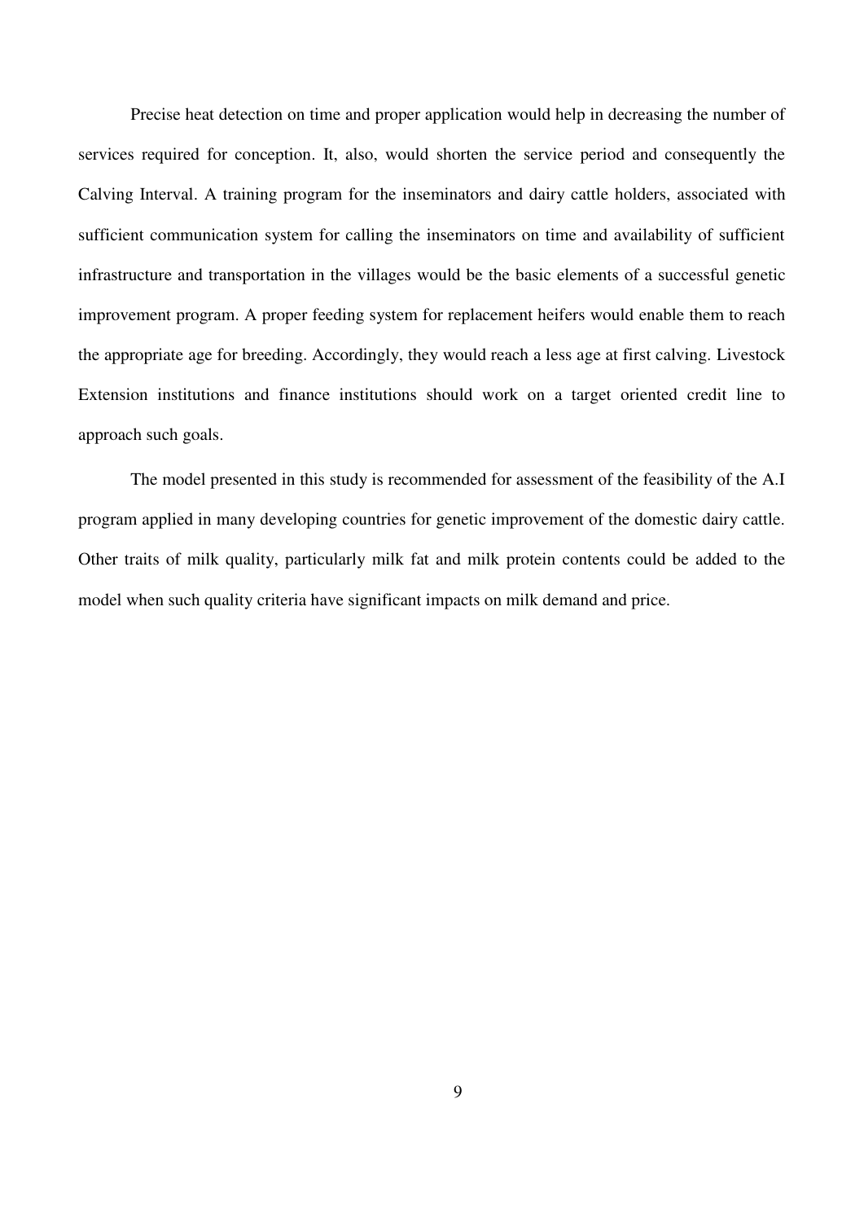Precise heat detection on time and proper application would help in decreasing the number of services required for conception. It, also, would shorten the service period and consequently the Calving Interval. A training program for the inseminators and dairy cattle holders, associated with sufficient communication system for calling the inseminators on time and availability of sufficient infrastructure and transportation in the villages would be the basic elements of a successful genetic improvement program. A proper feeding system for replacement heifers would enable them to reach the appropriate age for breeding. Accordingly, they would reach a less age at first calving. Livestock Extension institutions and finance institutions should work on a target oriented credit line to approach such goals.

The model presented in this study is recommended for assessment of the feasibility of the A.I program applied in many developing countries for genetic improvement of the domestic dairy cattle. Other traits of milk quality, particularly milk fat and milk protein contents could be added to the model when such quality criteria have significant impacts on milk demand and price.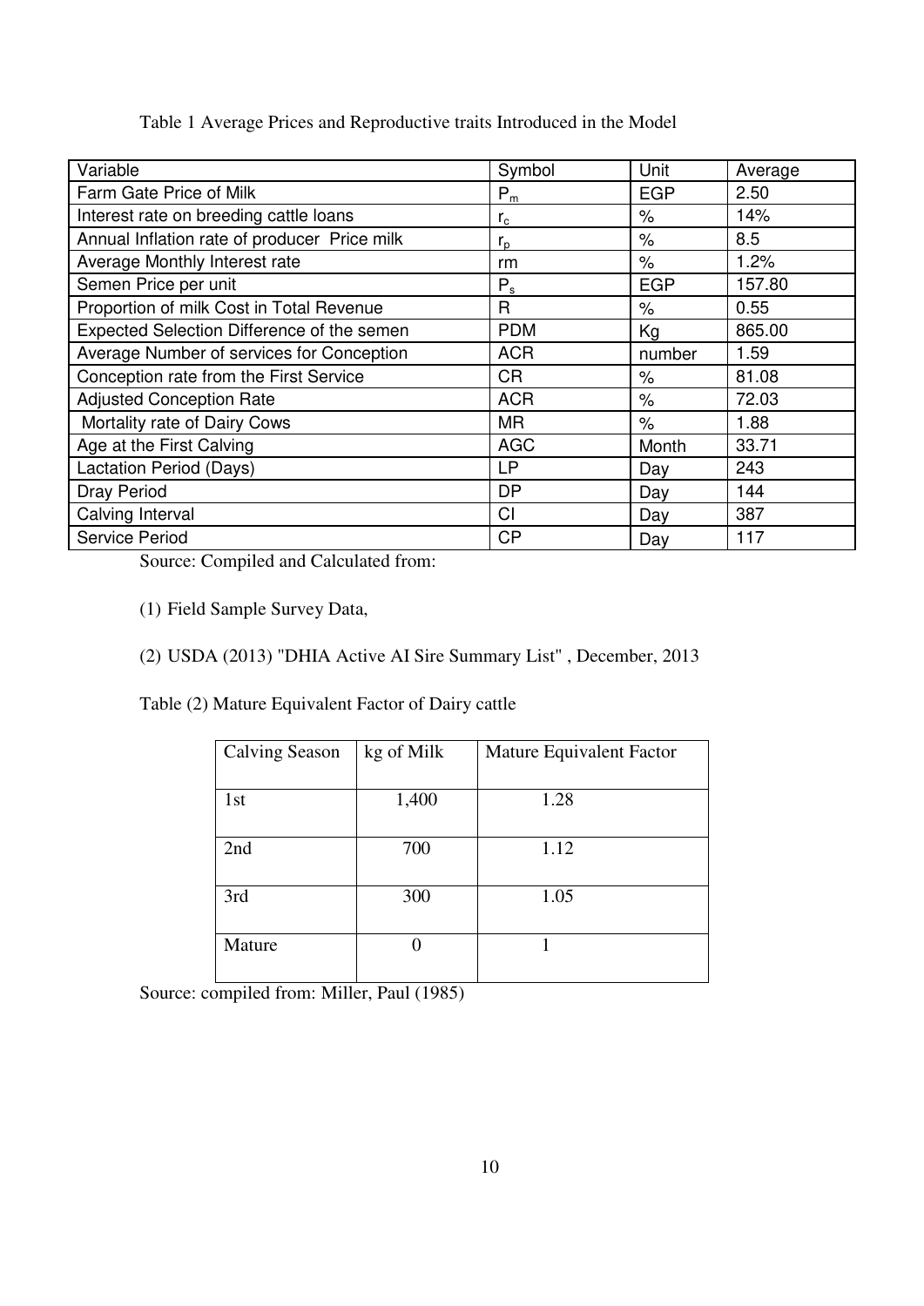Table 1 Average Prices and Reproductive traits Introduced in the Model

| Variable | Symbol | Unit | Average |
|---|---|---|---|
| Farm Gate Price of Milk | $P_m$ | EGP | 2.50 |
| Interest rate on breeding cattle loans | $r_c$ | % | 14% |
| Annual Inflation rate of producer Price milk | $r_p$ | % | 8.5 |
| Average Monthly Interest rate | rm | % | 1.2% |
| Semen Price per unit | $P_s$ | EGP | 157.80 |
| Proportion of milk Cost in Total Revenue | R | % | 0.55 |
| Expected Selection Difference of the semen | PDM | Kg | 865.00 |
| Average Number of services for Conception | ACR | number | 1.59 |
| Conception rate from the First Service | CR | % | 81.08 |
| Adjusted Conception Rate | ACR | % | 72.03 |
| Mortality rate of Dairy Cows | MR | % | 1.88 |
| Age at the First Calving | AGC | Month | 33.71 |
| Lactation Period (Days) | LP | Day | 243 |
| Dray Period | DP | Day | 144 |
| Calving Interval | CI | Day | 387 |
| Service Period | CP | Day | 117 |

Source: Compiled and Calculated from:

(1) Field Sample Survey Data,

(2) USDA (2013) "DHIA Active AI Sire Summary List" , December, 2013

Table (2) Mature Equivalent Factor of Dairy cattle

| Calving Season | kg of Milk | Mature Equivalent Factor |
|---|---|---|
| 1st | 1,400 | 1.28 |
| 2nd | 700 | 1.12 |
| 3rd | 300 | 1.05 |
| Mature | 0 | 1 |

Source: compiled from: Miller, Paul (1985)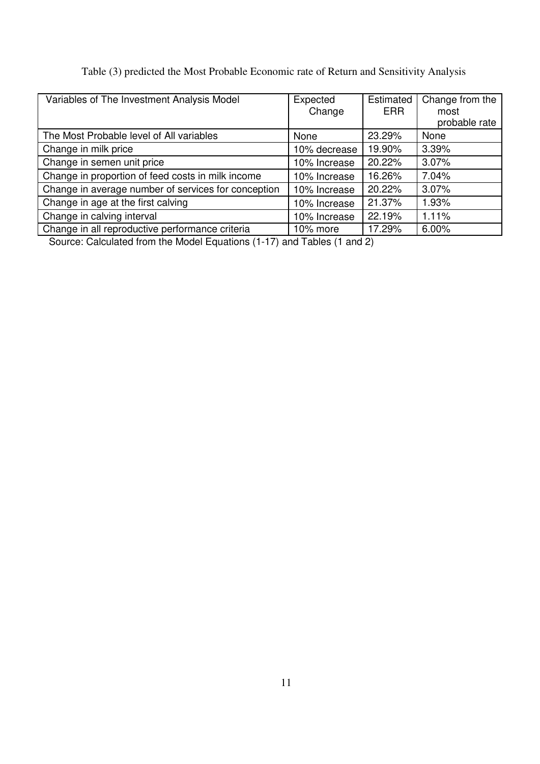Table (3) predicted the Most Probable Economic rate of Return and Sensitivity Analysis

| Variables of The Investment Analysis Model | Expected Change | Estimated ERR | Change from the most probable rate |
|---|---|---|---|
| The Most Probable level of All variables | None | 23.29% | None |
| Change in milk price | 10% decrease | 19.90% | 3.39% |
| Change in semen unit price | 10% Increase | 20.22% | 3.07% |
| Change in proportion of feed costs in milk income | 10% Increase | 16.26% | 7.04% |
| Change in average number of services for conception | 10% Increase | 20.22% | 3.07% |
| Change in age at the first calving | 10% Increase | 21.37% | 1.93% |
| Change in calving interval | 10% Increase | 22.19% | 1.11% |
| Change in all reproductive performance criteria | 10% more | 17.29% | 6.00% |

Source: Calculated from the Model Equations (1-17) and Tables (1 and 2)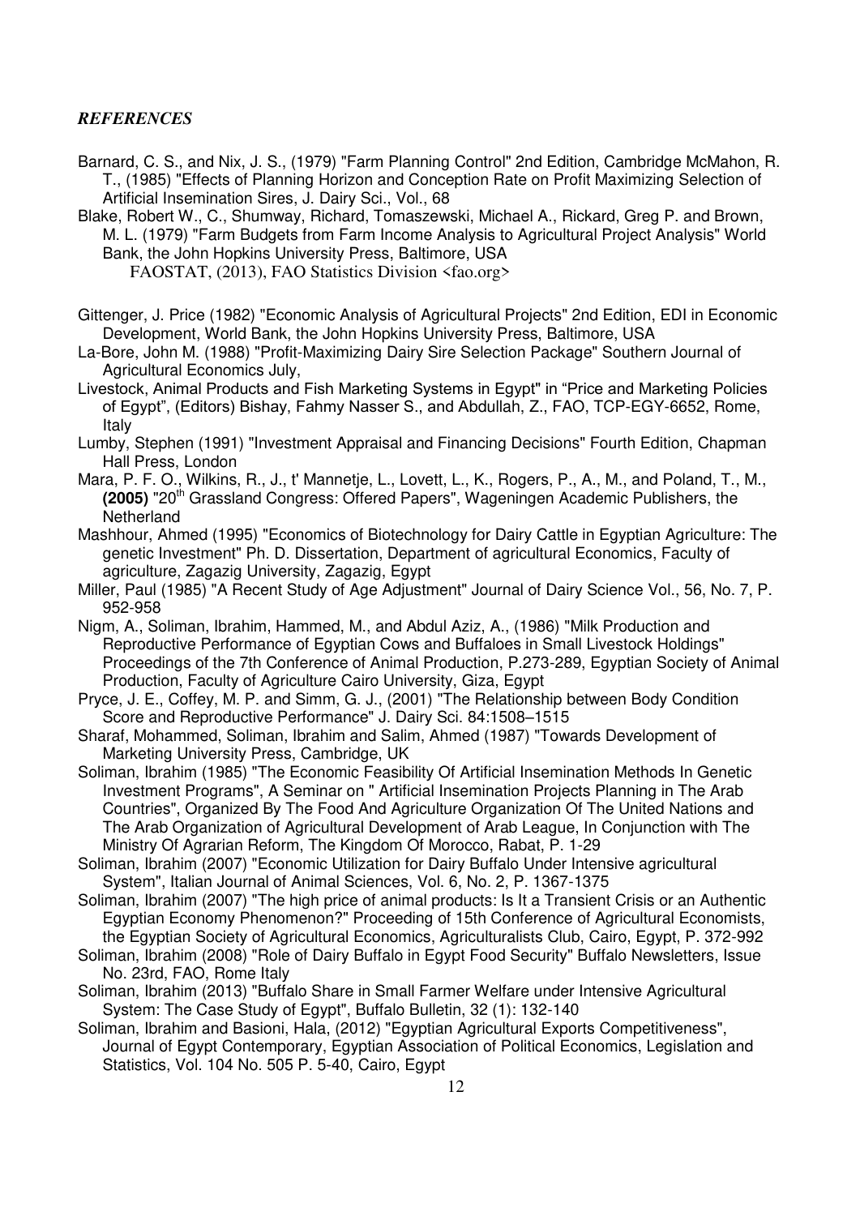### *REFERENCES*

Barnard, C. S., and Nix, J. S., (1979) "Farm Planning Control" 2nd Edition, Cambridge McMahon, R. T., (1985) "Effects of Planning Horizon and Conception Rate on Profit Maximizing Selection of Artificial Insemination Sires, J. Dairy Sci., Vol., 68

Blake, Robert W., C., Shumway, Richard, Tomaszewski, Michael A., Rickard, Greg P. and Brown, M. L. (1979) "Farm Budgets from Farm Income Analysis to Agricultural Project Analysis" World Bank, the John Hopkins University Press, Baltimore, USA
FAOSTAT, (2013), FAO Statistics Division <fao.org>

Gittenger, J. Price (1982) "Economic Analysis of Agricultural Projects" 2nd Edition, EDI in Economic Development, World Bank, the John Hopkins University Press, Baltimore, USA

La-Bore, John M. (1988) "Profit-Maximizing Dairy Sire Selection Package" Southern Journal of Agricultural Economics July,

Livestock, Animal Products and Fish Marketing Systems in Egypt" in "Price and Marketing Policies of Egypt", (Editors) Bishay, Fahmy Nasser S., and Abdullah, Z., FAO, TCP-EGY-6652, Rome, Italy

Lumby, Stephen (1991) "Investment Appraisal and Financing Decisions" Fourth Edition, Chapman Hall Press, London

Mara, P. F. O., Wilkins, R., J., t' Mannetje, L., Lovett, L., K., Rogers, P., A., M., and Poland, T., M., **(2005)** "20th Grassland Congress: Offered Papers", Wageningen Academic Publishers, the Netherland

Mashhour, Ahmed (1995) "Economics of Biotechnology for Dairy Cattle in Egyptian Agriculture: The genetic Investment" Ph. D. Dissertation, Department of agricultural Economics, Faculty of agriculture, Zagazig University, Zagazig, Egypt

Miller, Paul (1985) "A Recent Study of Age Adjustment" Journal of Dairy Science Vol., 56, No. 7, P. 952-958

Nigm, A., Soliman, Ibrahim, Hammed, M., and Abdul Aziz, A., (1986) "Milk Production and Reproductive Performance of Egyptian Cows and Buffaloes in Small Livestock Holdings" Proceedings of the 7th Conference of Animal Production, P.273-289, Egyptian Society of Animal Production, Faculty of Agriculture Cairo University, Giza, Egypt

Pryce, J. E., Coffey, M. P. and Simm, G. J., (2001) "The Relationship between Body Condition Score and Reproductive Performance" J. Dairy Sci. 84:1508–1515

Sharaf, Mohammed, Soliman, Ibrahim and Salim, Ahmed (1987) "Towards Development of Marketing University Press, Cambridge, UK

Soliman, Ibrahim (1985) "The Economic Feasibility Of Artificial Insemination Methods In Genetic Investment Programs", A Seminar on " Artificial Insemination Projects Planning in The Arab Countries", Organized By The Food And Agriculture Organization Of The United Nations and The Arab Organization of Agricultural Development of Arab League, In Conjunction with The Ministry Of Agrarian Reform, The Kingdom Of Morocco, Rabat, P. 1-29

Soliman, Ibrahim (2007) "Economic Utilization for Dairy Buffalo Under Intensive agricultural System", Italian Journal of Animal Sciences, Vol. 6, No. 2, P. 1367-1375

Soliman, Ibrahim (2007) "The high price of animal products: Is It a Transient Crisis or an Authentic Egyptian Economy Phenomenon?" Proceeding of 15th Conference of Agricultural Economists, the Egyptian Society of Agricultural Economics, Agriculturalists Club, Cairo, Egypt, P. 372-992

Soliman, Ibrahim (2008) "Role of Dairy Buffalo in Egypt Food Security" Buffalo Newsletters, Issue No. 23rd, FAO, Rome Italy

Soliman, Ibrahim (2013) "Buffalo Share in Small Farmer Welfare under Intensive Agricultural System: The Case Study of Egypt", Buffalo Bulletin, 32 (1): 132-140

Soliman, Ibrahim and Basioni, Hala, (2012) "Egyptian Agricultural Exports Competitiveness", Journal of Egypt Contemporary, Egyptian Association of Political Economics, Legislation and Statistics, Vol. 104 No. 505 P. 5-40, Cairo, Egypt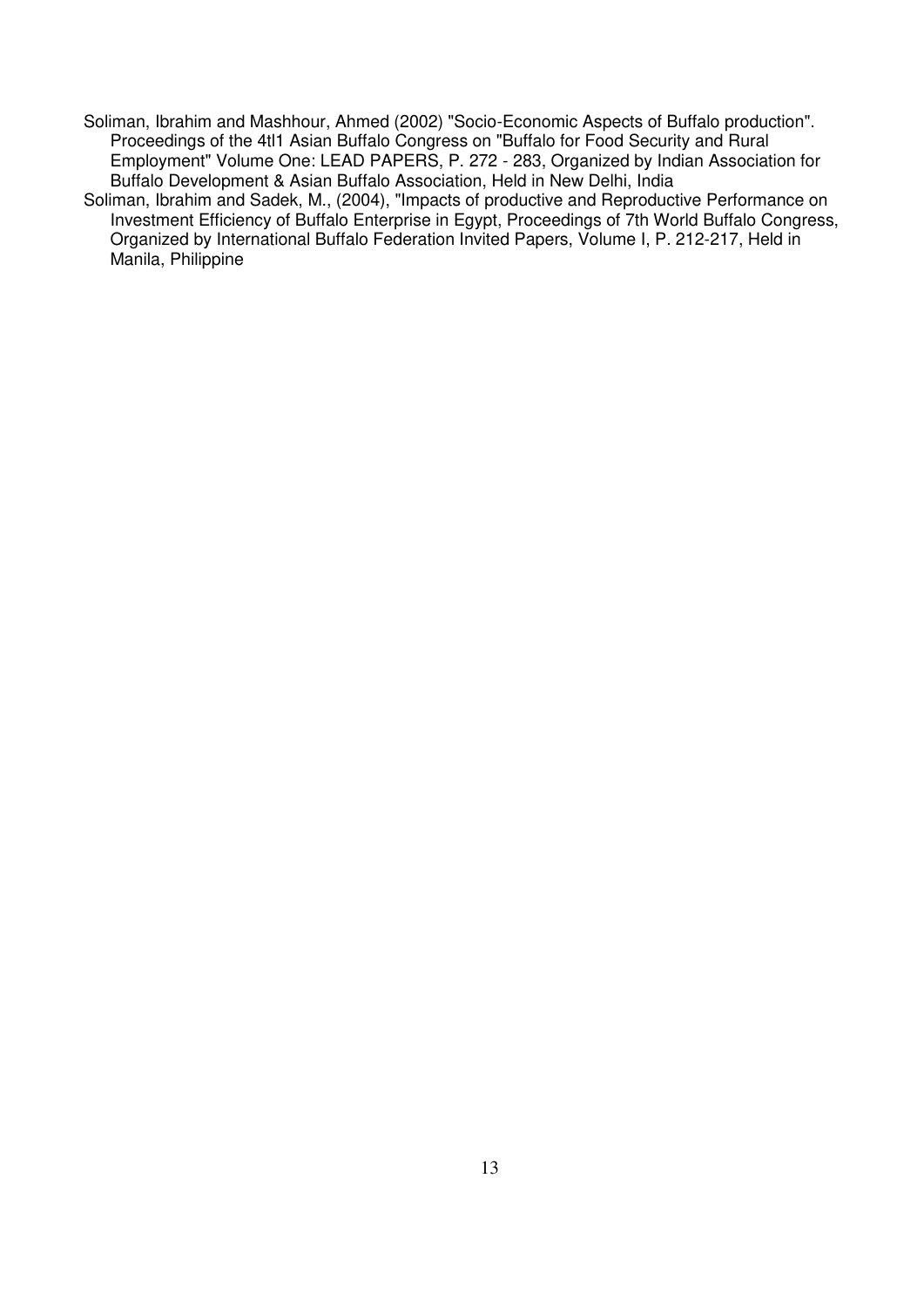Soliman, Ibrahim and Mashhour, Ahmed (2002) "Socio-Economic Aspects of Buffalo production". Proceedings of the 4tl1 Asian Buffalo Congress on "Buffalo for Food Security and Rural Employment" Volume One: LEAD PAPERS, P. 272 - 283, Organized by Indian Association for Buffalo Development & Asian Buffalo Association, Held in New Delhi, India

Soliman, Ibrahim and Sadek, M., (2004), "Impacts of productive and Reproductive Performance on Investment Efficiency of Buffalo Enterprise in Egypt, Proceedings of 7th World Buffalo Congress, Organized by International Buffalo Federation Invited Papers, Volume I, P. 212-217, Held in Manila, Philippine